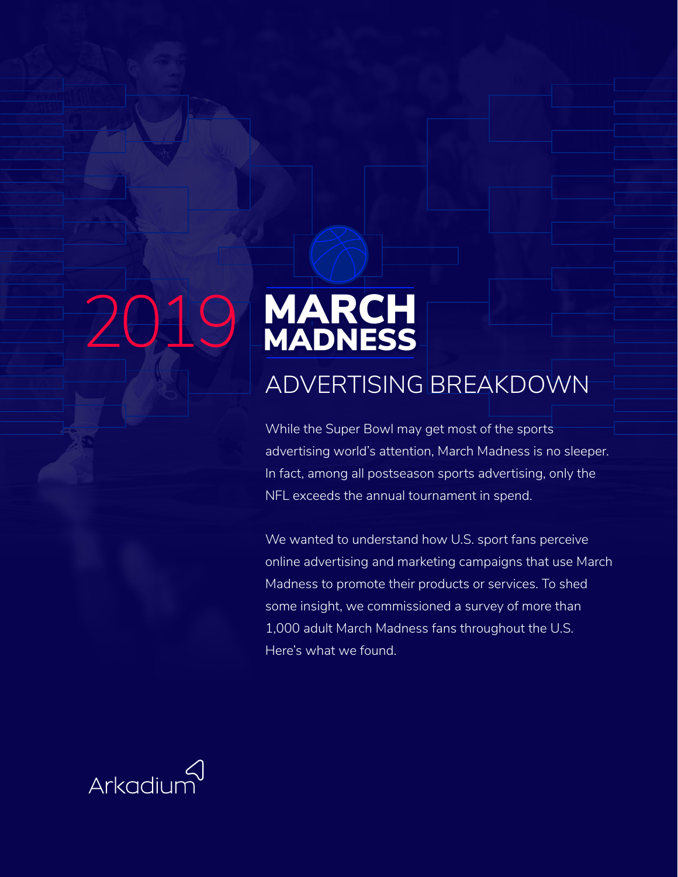# 2019 MARCH MADNESS

## ADVERTISING BREAKDOWN

While the Super Bowl may get most of the sports advertising world's attention, March Madness is no sleeper. In fact, among all postseason sports advertising, only the NFL exceeds the annual tournament in spend.

We wanted to understand how U.S. sport fans perceive online advertising and marketing campaigns that use March Madness to promote their products or services. To shed some insight, we commissioned a survey of more than 1,000 adult March Madness fans throughout the U.S. Here's what we found.

Arkadium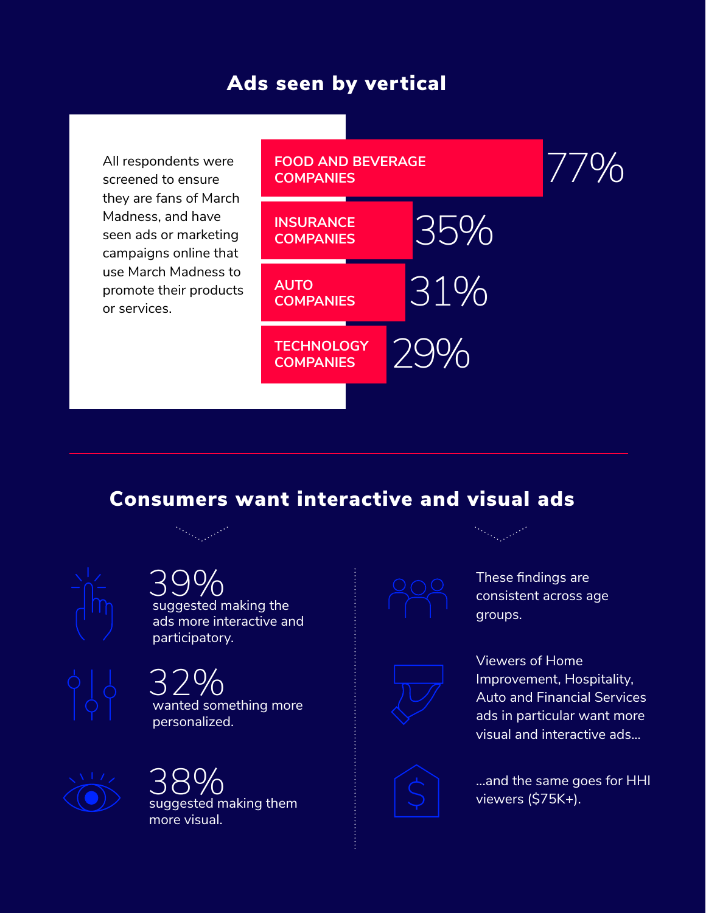## Ads seen by vertical

All respondents were screened to ensure they are fans of March Madness, and have seen ads or marketing campaigns online that use March Madness to promote their products or services.

| Vertical | % |
| --- | --- |
| FOOD AND BEVERAGE COMPANIES | 77% |
| INSURANCE COMPANIES | 35% |
| AUTO COMPANIES | 31% |
| TECHNOLOGY COMPANIES | 29% |

## Consumers want interactive and visual ads

**39%** suggested making the ads more interactive and participatory.

**32%** wanted something more personalized.

**38%** suggested making them more visual.

These findings are consistent across age groups.

Viewers of Home Improvement, Hospitality, Auto and Financial Services ads in particular want more visual and interactive ads...

...and the same goes for HHI viewers ($75K+).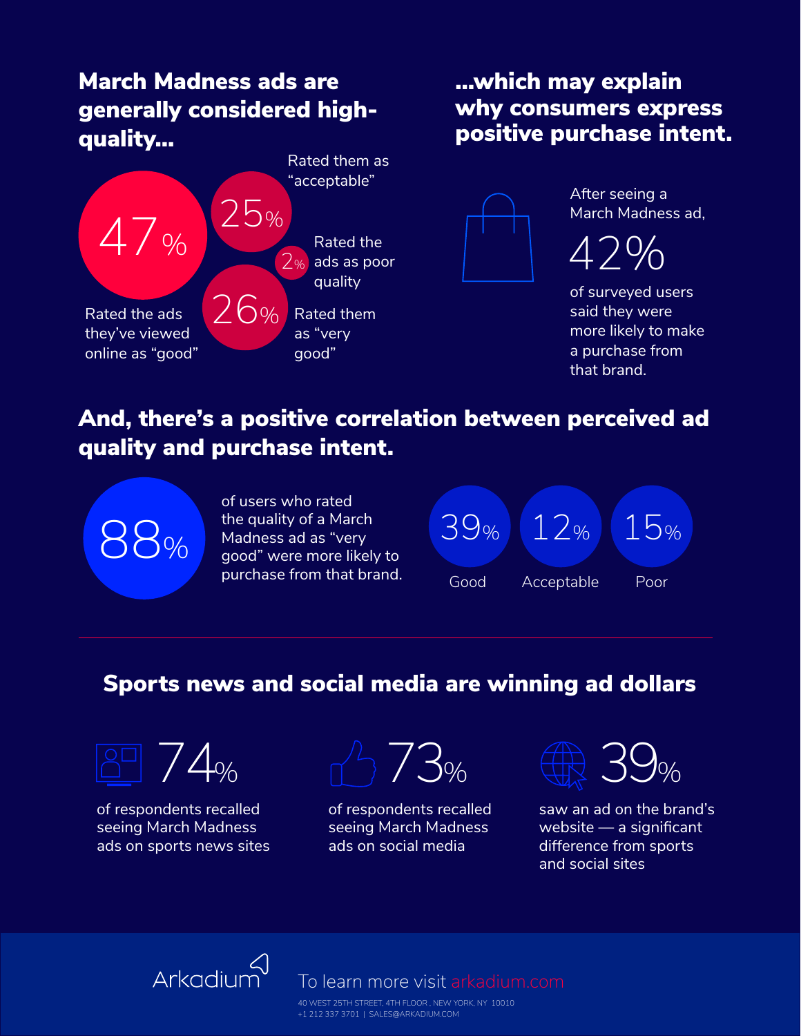## March Madness ads are generally considered high-quality...

47% Rated the ads they've viewed online as "good"

25% Rated them as "acceptable"

2% Rated the ads as poor quality

26% Rated them as "very good"

## ...which may explain why consumers express positive purchase intent.

After seeing a March Madness ad,

42%

of surveyed users said they were more likely to make a purchase from that brand.

## And, there's a positive correlation between perceived ad quality and purchase intent.

88% of users who rated the quality of a March Madness ad as "very good" were more likely to purchase from that brand.

39% Good

12% Acceptable

15% Poor

## Sports news and social media are winning ad dollars

74% of respondents recalled seeing March Madness ads on sports news sites

73% of respondents recalled seeing March Madness ads on social media

39% saw an ad on the brand's website — a significant difference from sports and social sites

Arkadium

To learn more visit arkadium.com

40 WEST 25TH STREET, 4TH FLOOR , NEW YORK, NY 10010
+1 212 337 3701 | SALES@ARKADIUM.COM